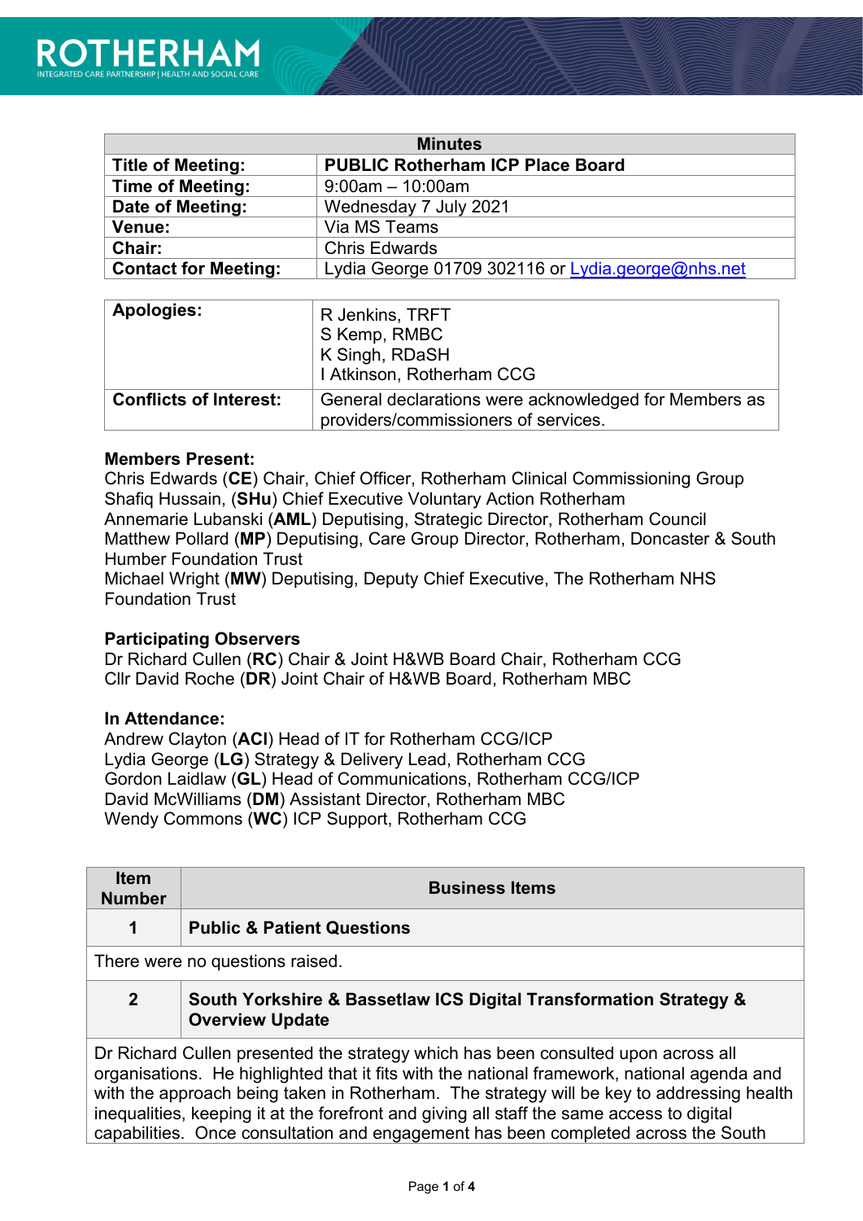ROTHERHAM
INTEGRATED CARE PARTNERSHIP | HEALTH AND SOCIAL CARE

| Minutes | |
|---|---|
| **Title of Meeting:** | **PUBLIC Rotherham ICP Place Board** |
| **Time of Meeting:** | 9:00am – 10:00am |
| **Date of Meeting:** | Wednesday 7 July 2021 |
| **Venue:** | Via MS Teams |
| **Chair:** | Chris Edwards |
| **Contact for Meeting:** | Lydia George 01709 302116 or Lydia.george@nhs.net |

| | |
|---|---|
| **Apologies:** | R Jenkins, TRFT<br>S Kemp, RMBC<br>K Singh, RDaSH<br>I Atkinson, Rotherham CCG |
| **Conflicts of Interest:** | General declarations were acknowledged for Members as providers/commissioners of services. |

**Members Present:**
Chris Edwards (**CE**) Chair, Chief Officer, Rotherham Clinical Commissioning Group
Shafiq Hussain, (**SHu**) Chief Executive Voluntary Action Rotherham
Annemarie Lubanski (**AML**) Deputising, Strategic Director, Rotherham Council
Matthew Pollard (**MP**) Deputising, Care Group Director, Rotherham, Doncaster & South Humber Foundation Trust
Michael Wright (**MW**) Deputising, Deputy Chief Executive, The Rotherham NHS Foundation Trust

**Participating Observers**
Dr Richard Cullen (**RC**) Chair & Joint H&WB Board Chair, Rotherham CCG
Cllr David Roche (**DR**) Joint Chair of H&WB Board, Rotherham MBC

**In Attendance:**
Andrew Clayton (**ACl**) Head of IT for Rotherham CCG/ICP
Lydia George (**LG**) Strategy & Delivery Lead, Rotherham CCG
Gordon Laidlaw (**GL**) Head of Communications, Rotherham CCG/ICP
David McWilliams (**DM**) Assistant Director, Rotherham MBC
Wendy Commons (**WC**) ICP Support, Rotherham CCG

| Item Number | Business Items |
|---|---|
| **1** | **Public & Patient Questions** |
| There were no questions raised. | |
| **2** | **South Yorkshire & Bassetlaw ICS Digital Transformation Strategy & Overview Update** |
| Dr Richard Cullen presented the strategy which has been consulted upon across all organisations. He highlighted that it fits with the national framework, national agenda and with the approach being taken in Rotherham. The strategy will be key to addressing health inequalities, keeping it at the forefront and giving all staff the same access to digital capabilities. Once consultation and engagement has been completed across the South | |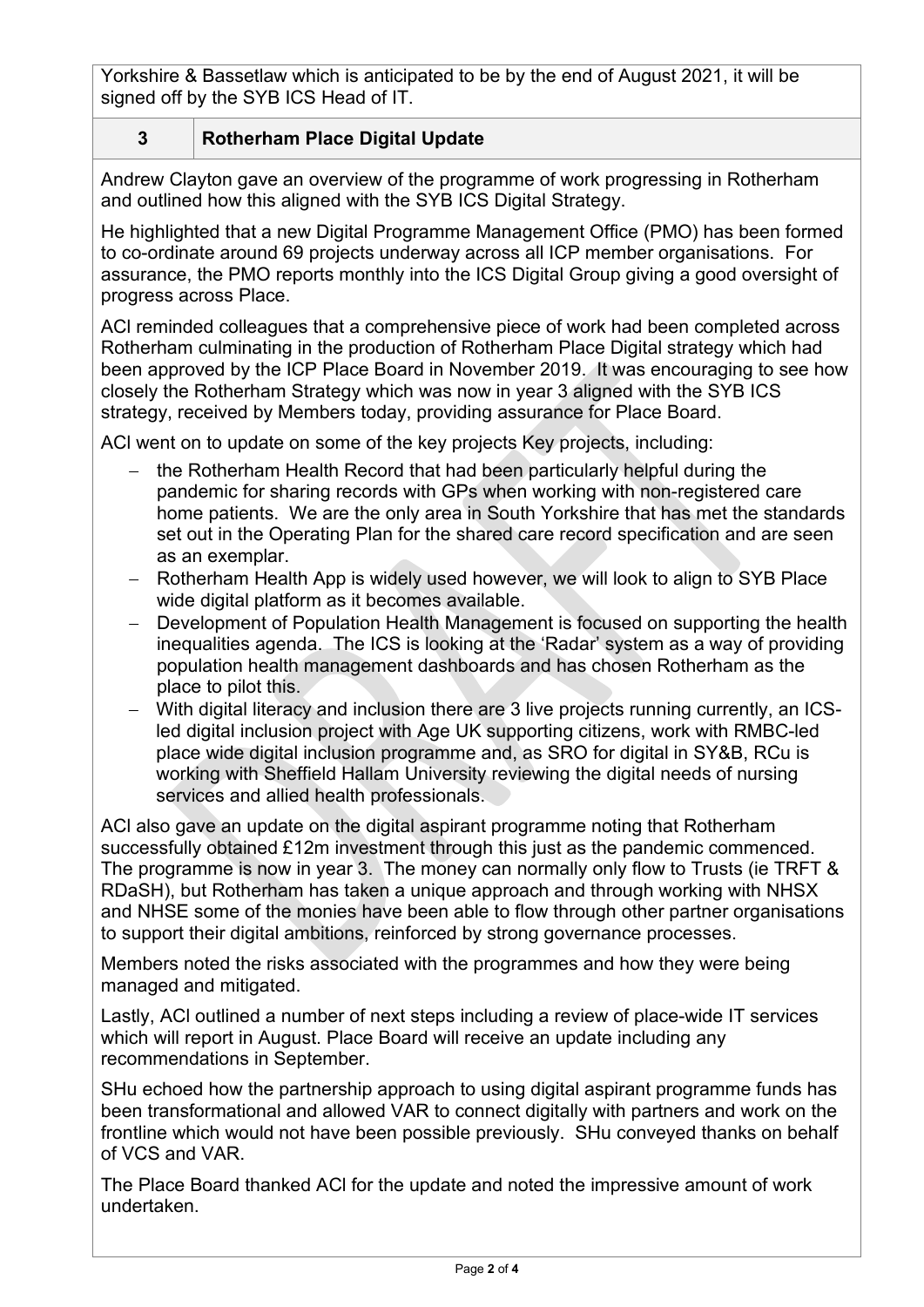Yorkshire & Bassetlaw which is anticipated to be by the end of August 2021, it will be signed off by the SYB ICS Head of IT.

## 3 Rotherham Place Digital Update

Andrew Clayton gave an overview of the programme of work progressing in Rotherham and outlined how this aligned with the SYB ICS Digital Strategy.

He highlighted that a new Digital Programme Management Office (PMO) has been formed to co-ordinate around 69 projects underway across all ICP member organisations. For assurance, the PMO reports monthly into the ICS Digital Group giving a good oversight of progress across Place.

ACl reminded colleagues that a comprehensive piece of work had been completed across Rotherham culminating in the production of Rotherham Place Digital strategy which had been approved by the ICP Place Board in November 2019. It was encouraging to see how closely the Rotherham Strategy which was now in year 3 aligned with the SYB ICS strategy, received by Members today, providing assurance for Place Board.

ACl went on to update on some of the key projects Key projects, including:

- the Rotherham Health Record that had been particularly helpful during the pandemic for sharing records with GPs when working with non-registered care home patients. We are the only area in South Yorkshire that has met the standards set out in the Operating Plan for the shared care record specification and are seen as an exemplar.
- Rotherham Health App is widely used however, we will look to align to SYB Place wide digital platform as it becomes available.
- Development of Population Health Management is focused on supporting the health inequalities agenda. The ICS is looking at the 'Radar' system as a way of providing population health management dashboards and has chosen Rotherham as the place to pilot this.
- With digital literacy and inclusion there are 3 live projects running currently, an ICS-led digital inclusion project with Age UK supporting citizens, work with RMBC-led place wide digital inclusion programme and, as SRO for digital in SY&B, RCu is working with Sheffield Hallam University reviewing the digital needs of nursing services and allied health professionals.

ACl also gave an update on the digital aspirant programme noting that Rotherham successfully obtained £12m investment through this just as the pandemic commenced. The programme is now in year 3. The money can normally only flow to Trusts (ie TRFT & RDaSH), but Rotherham has taken a unique approach and through working with NHSX and NHSE some of the monies have been able to flow through other partner organisations to support their digital ambitions, reinforced by strong governance processes.

Members noted the risks associated with the programmes and how they were being managed and mitigated.

Lastly, ACl outlined a number of next steps including a review of place-wide IT services which will report in August. Place Board will receive an update including any recommendations in September.

SHu echoed how the partnership approach to using digital aspirant programme funds has been transformational and allowed VAR to connect digitally with partners and work on the frontline which would not have been possible previously. SHu conveyed thanks on behalf of VCS and VAR.

The Place Board thanked ACl for the update and noted the impressive amount of work undertaken.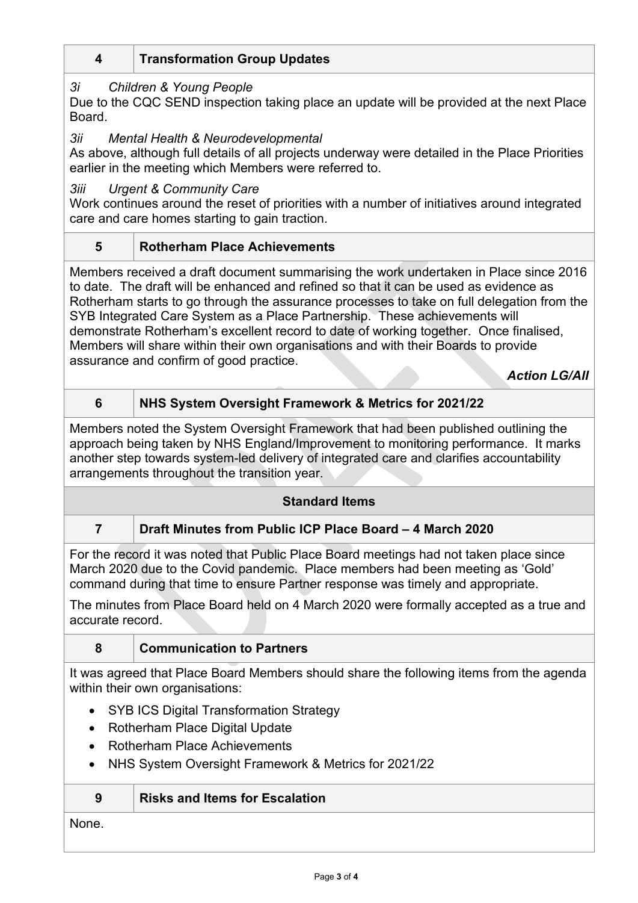## 4 Transformation Group Updates

*3i Children & Young People*

Due to the CQC SEND inspection taking place an update will be provided at the next Place Board.

*3ii Mental Health & Neurodevelopmental*

As above, although full details of all projects underway were detailed in the Place Priorities earlier in the meeting which Members were referred to.

*3iii Urgent & Community Care*

Work continues around the reset of priorities with a number of initiatives around integrated care and care homes starting to gain traction.

## 5 Rotherham Place Achievements

Members received a draft document summarising the work undertaken in Place since 2016 to date. The draft will be enhanced and refined so that it can be used as evidence as Rotherham starts to go through the assurance processes to take on full delegation from the SYB Integrated Care System as a Place Partnership. These achievements will demonstrate Rotherham's excellent record to date of working together. Once finalised, Members will share within their own organisations and with their Boards to provide assurance and confirm of good practice.

***Action LG/All***

## 6 NHS System Oversight Framework & Metrics for 2021/22

Members noted the System Oversight Framework that had been published outlining the approach being taken by NHS England/Improvement to monitoring performance. It marks another step towards system-led delivery of integrated care and clarifies accountability arrangements throughout the transition year.

## Standard Items

## 7 Draft Minutes from Public ICP Place Board – 4 March 2020

For the record it was noted that Public Place Board meetings had not taken place since March 2020 due to the Covid pandemic. Place members had been meeting as 'Gold' command during that time to ensure Partner response was timely and appropriate.

The minutes from Place Board held on 4 March 2020 were formally accepted as a true and accurate record.

## 8 Communication to Partners

It was agreed that Place Board Members should share the following items from the agenda within their own organisations:

- SYB ICS Digital Transformation Strategy
- Rotherham Place Digital Update
- Rotherham Place Achievements
- NHS System Oversight Framework & Metrics for 2021/22

## 9 Risks and Items for Escalation

None.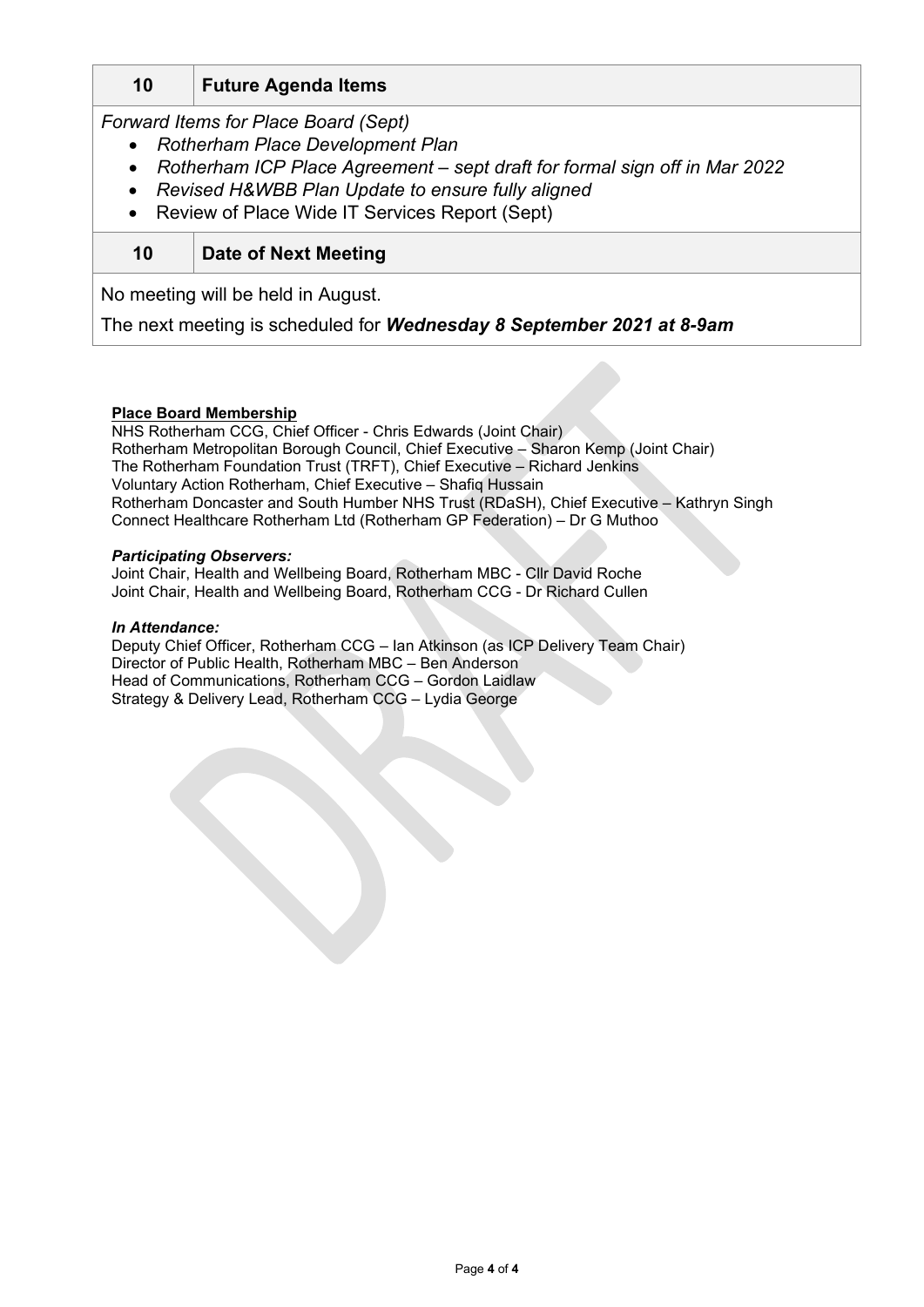| 10 | Future Agenda Items |
|---|---|

*Forward Items for Place Board (Sept)*

- *Rotherham Place Development Plan*
- *Rotherham ICP Place Agreement – sept draft for formal sign off in Mar 2022*
- *Revised H&WBB Plan Update to ensure fully aligned*
- Review of Place Wide IT Services Report (Sept)

| 10 | Date of Next Meeting |
|---|---|

No meeting will be held in August.

The next meeting is scheduled for ***Wednesday 8 September 2021 at 8-9am***

**Place Board Membership**

NHS Rotherham CCG, Chief Officer - Chris Edwards (Joint Chair)
Rotherham Metropolitan Borough Council, Chief Executive – Sharon Kemp (Joint Chair)
The Rotherham Foundation Trust (TRFT), Chief Executive – Richard Jenkins
Voluntary Action Rotherham, Chief Executive – Shafiq Hussain
Rotherham Doncaster and South Humber NHS Trust (RDaSH), Chief Executive – Kathryn Singh
Connect Healthcare Rotherham Ltd (Rotherham GP Federation) – Dr G Muthoo

***Participating Observers:***

Joint Chair, Health and Wellbeing Board, Rotherham MBC - Cllr David Roche
Joint Chair, Health and Wellbeing Board, Rotherham CCG - Dr Richard Cullen

***In Attendance:***

Deputy Chief Officer, Rotherham CCG – Ian Atkinson (as ICP Delivery Team Chair)
Director of Public Health, Rotherham MBC – Ben Anderson
Head of Communications, Rotherham CCG – Gordon Laidlaw
Strategy & Delivery Lead, Rotherham CCG – Lydia George